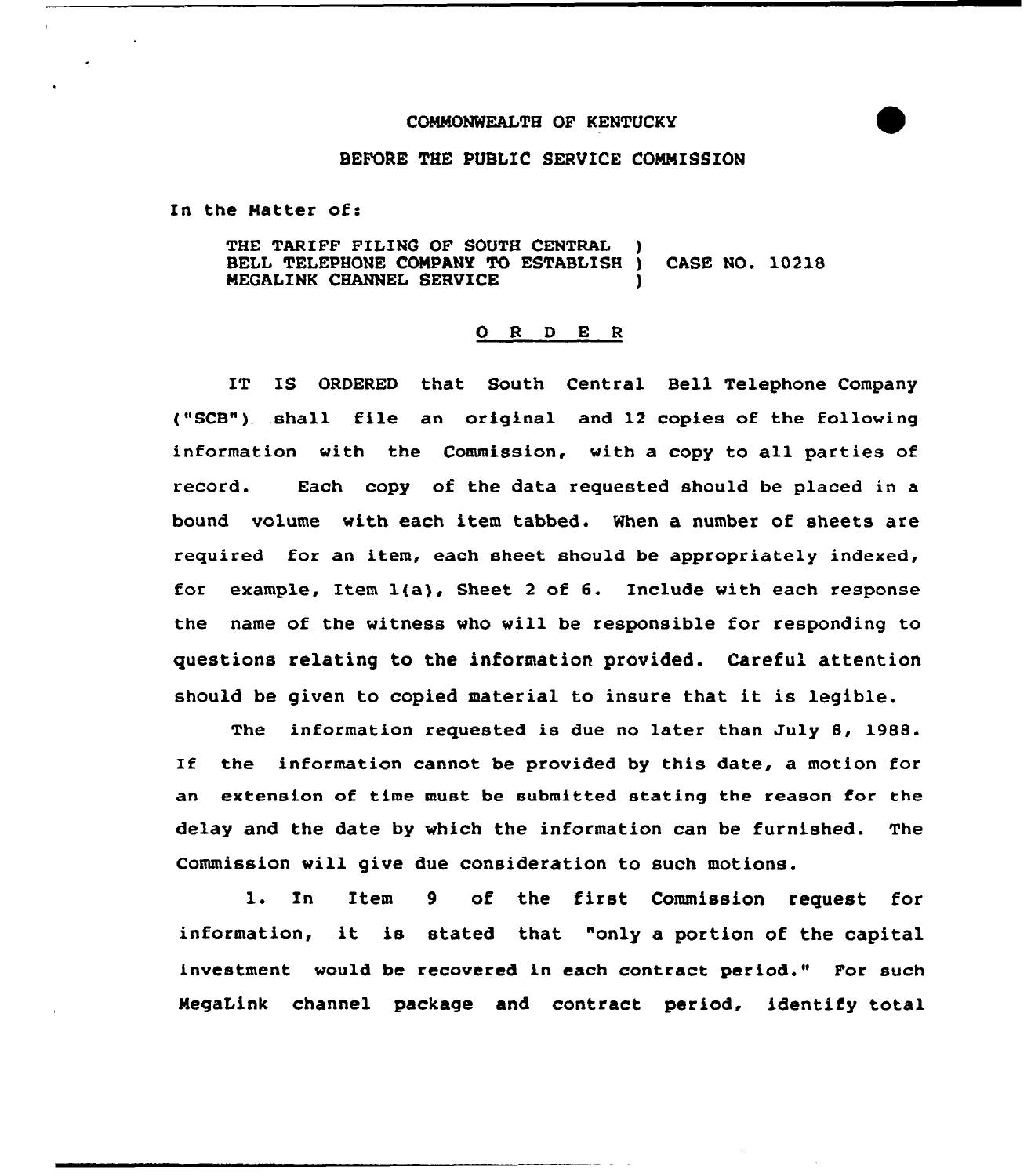COMMONWEALTH OF KENTUCKY

BEFORE THE PUBLIC SERVICE COMMISSION

In the Matter of:

THE TARIFF FILING OF SOUTH CENTRAL ) BELL TELEPHONE COMPANY TO ESTABLISH ) CASE NO. 10218 MEGALINK CHANNEL SERVICE )

## O R D E R

IT IS ORDERED that South Central Bell Telephone Company ("SCB") shall file an original and 12 copies of the following information with the Commission, with a copy to all parties of record. Each copy of the data requested should be placed in a bound volume with each item tabbed. When a number of sheets are required for an item, each sheet should be appropriately indexed, for example, Item 1(a), Sheet 2 of 6. Include with each response the name of the witness who will be responsible for responding to questions relating to the information provided. Careful attention should be given to copied material to insure that it is legible.

The information requested is due no later than July 8, 1988. If the information cannot be provided by this date, a motion for an extension of time must be submitted stating the reason for the delay and the date by which the information can be furnished. The Commission will give due consideration to such motions.

1. In Item 9 of the first Commission request for information, it is stated that "only a portion of the capital investment would be recovered in each contract period." For such MegaLink channel package and contract period, identify total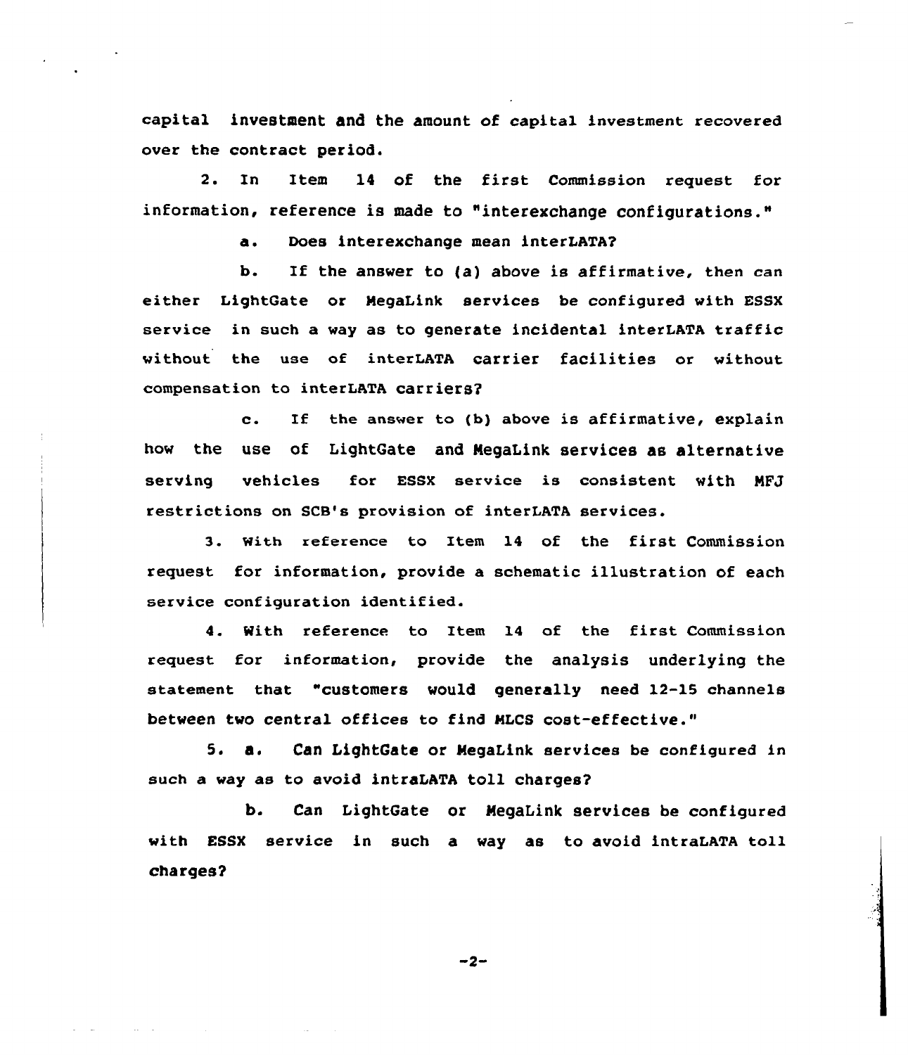capital investment and the amount of capital investment recovered over the contract period.

2. In Item 14 of the first Commission request for information, reference is made to "interexchange configurations."

   a. Does interexchange mean interLATA?

   b. If the answer to (a) above is affirmative, then can either LightGate or MegaLink services be configured with ESSX service in such a way as to generate incidental interLATA traffic without the use of interLATA carrier facilities or without compensation to interLATA carriers?

   c. If the answer to (b) above is affirmative, explain how the use of LightGate and MegaLink services as alternative serving vehicles for ESSX service is consistent with MFJ restrictions on SCB's provision of interLATA services.

3. With reference to Item 14 of the first Commission request for information, provide a schematic illustration of each service configuration identified.

4. With reference to Item 14 of the first Commission request for information, provide the analysis underlying the statement that "customers would generally need 12-15 channels between two central offices to find MLCS cost-effective."

5. a. Can LightGate or MegaLink services be configured in such a way as to avoid intraLATA toll charges?

   b. Can LightGate or MegaLink services be configured with ESSX service in such a way as to avoid intraLATA toll charges?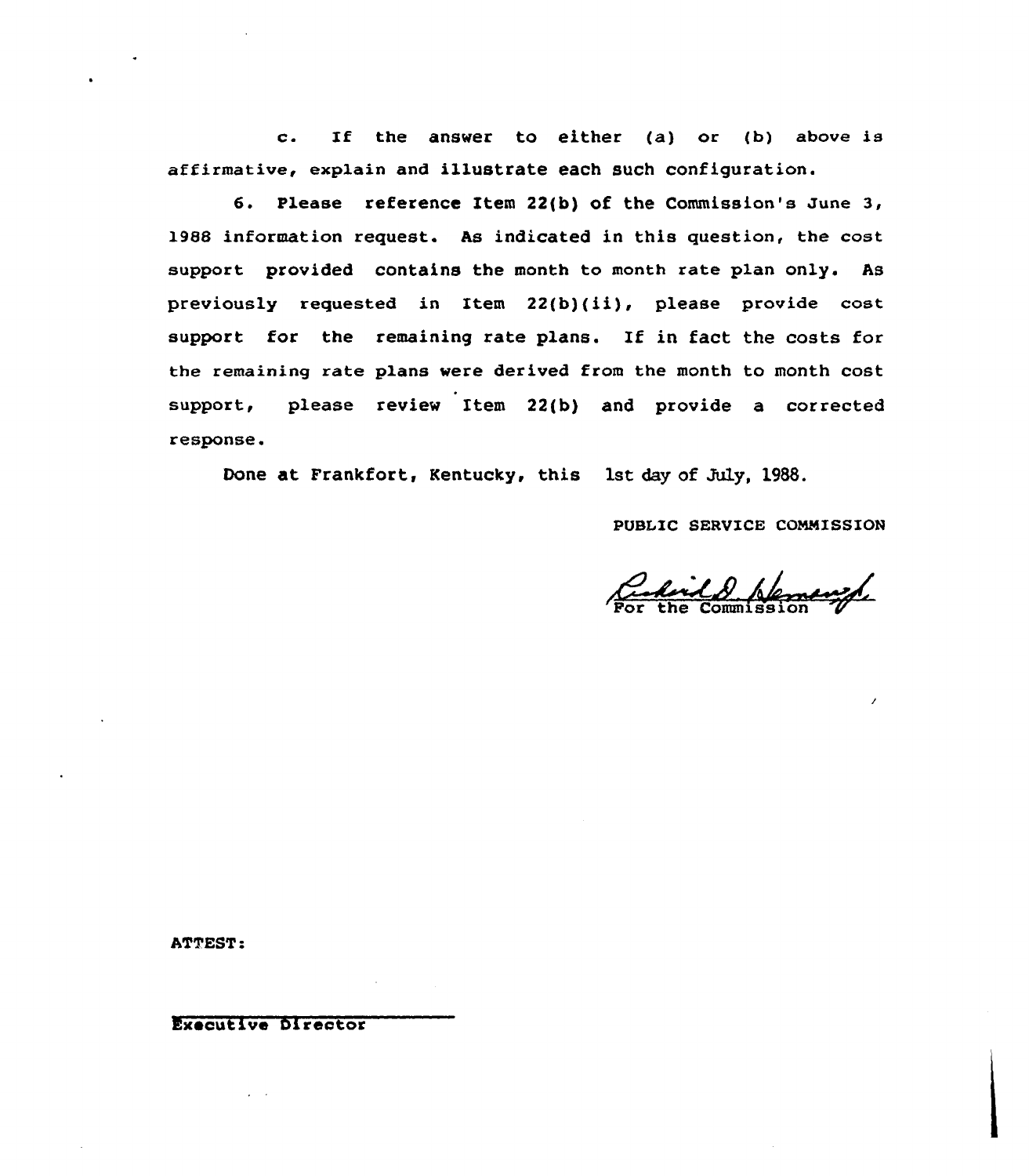c. If the answer to either (a) or (b) above is affirmative, explain and illustrate each such configuration.

6. Please reference Item 22(b) of the Commission's June 3, 1988 information request. As indicated in this question, the cost support provided contains the month to month rate plan only. As previously requested in Item 22(b)(ii), please provide cost support for the remaining rate plans. If in fact the costs for the remaining rate plans were derived from the month to month cost support, please review Item 22(b) and provide a corrected response.

Done at Frankfort, Kentucky, this 1st day of July, 1988.

PUBLIC SERVICE COMMISSION

For the Commission

ATTEST:

Executive Director